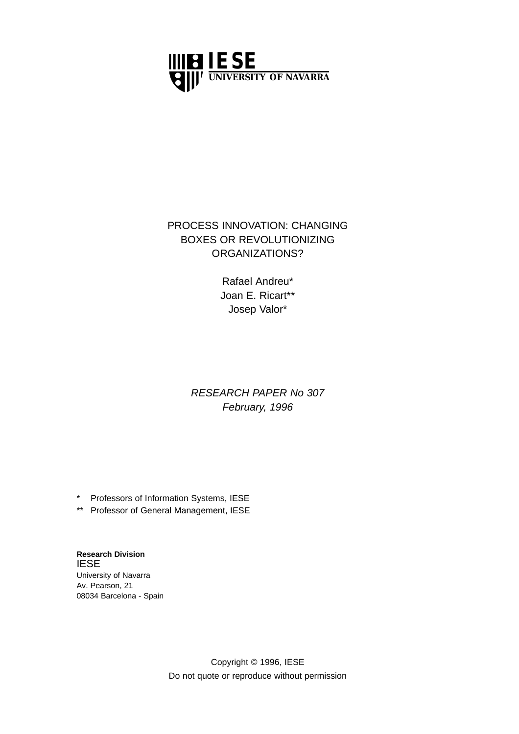IESE
UNIVERSITY OF NAVARRA

# PROCESS INNOVATION: CHANGING BOXES OR REVOLUTIONIZING ORGANIZATIONS?

Rafael Andreu*
Joan E. Ricart**
Josep Valor*

*RESEARCH PAPER No 307*
*February, 1996*

\* Professors of Information Systems, IESE
** Professor of General Management, IESE

**Research Division**
IESE
University of Navarra
Av. Pearson, 21
08034 Barcelona - Spain

Copyright © 1996, IESE
Do not quote or reproduce without permission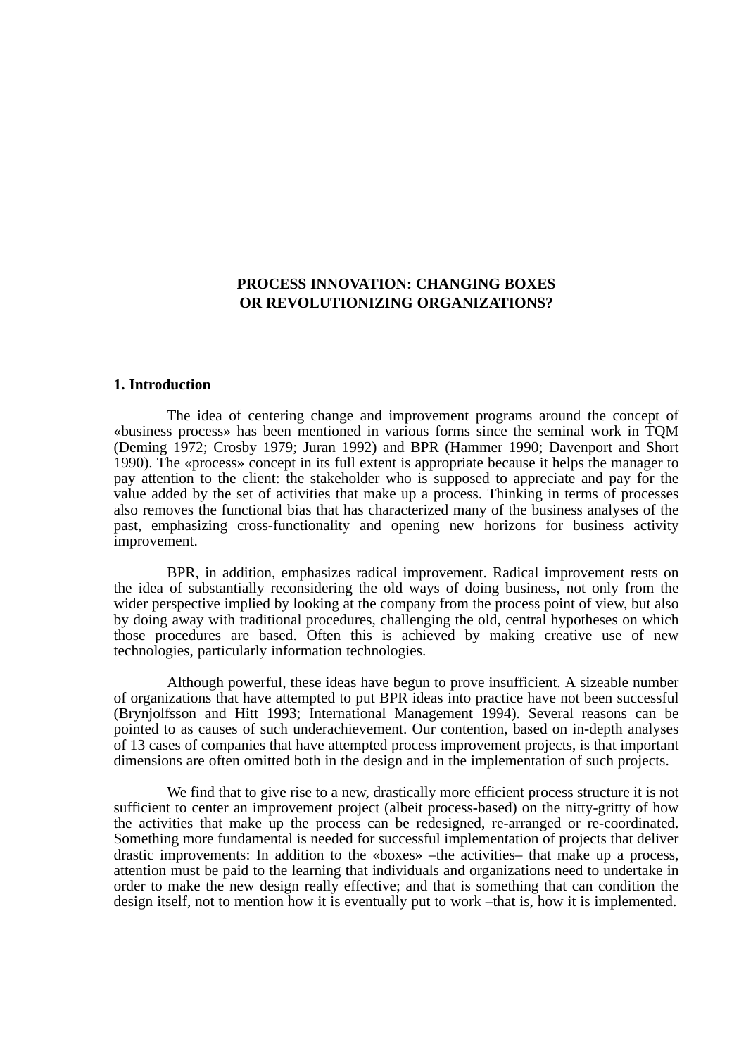# PROCESS INNOVATION: CHANGING BOXES OR REVOLUTIONIZING ORGANIZATIONS?

## 1. Introduction

The idea of centering change and improvement programs around the concept of «business process» has been mentioned in various forms since the seminal work in TQM (Deming 1972; Crosby 1979; Juran 1992) and BPR (Hammer 1990; Davenport and Short 1990). The «process» concept in its full extent is appropriate because it helps the manager to pay attention to the client: the stakeholder who is supposed to appreciate and pay for the value added by the set of activities that make up a process. Thinking in terms of processes also removes the functional bias that has characterized many of the business analyses of the past, emphasizing cross-functionality and opening new horizons for business activity improvement.

BPR, in addition, emphasizes radical improvement. Radical improvement rests on the idea of substantially reconsidering the old ways of doing business, not only from the wider perspective implied by looking at the company from the process point of view, but also by doing away with traditional procedures, challenging the old, central hypotheses on which those procedures are based. Often this is achieved by making creative use of new technologies, particularly information technologies.

Although powerful, these ideas have begun to prove insufficient. A sizeable number of organizations that have attempted to put BPR ideas into practice have not been successful (Brynjolfsson and Hitt 1993; International Management 1994). Several reasons can be pointed to as causes of such underachievement. Our contention, based on in-depth analyses of 13 cases of companies that have attempted process improvement projects, is that important dimensions are often omitted both in the design and in the implementation of such projects.

We find that to give rise to a new, drastically more efficient process structure it is not sufficient to center an improvement project (albeit process-based) on the nitty-gritty of how the activities that make up the process can be redesigned, re-arranged or re-coordinated. Something more fundamental is needed for successful implementation of projects that deliver drastic improvements: In addition to the «boxes» –the activities– that make up a process, attention must be paid to the learning that individuals and organizations need to undertake in order to make the new design really effective; and that is something that can condition the design itself, not to mention how it is eventually put to work –that is, how it is implemented.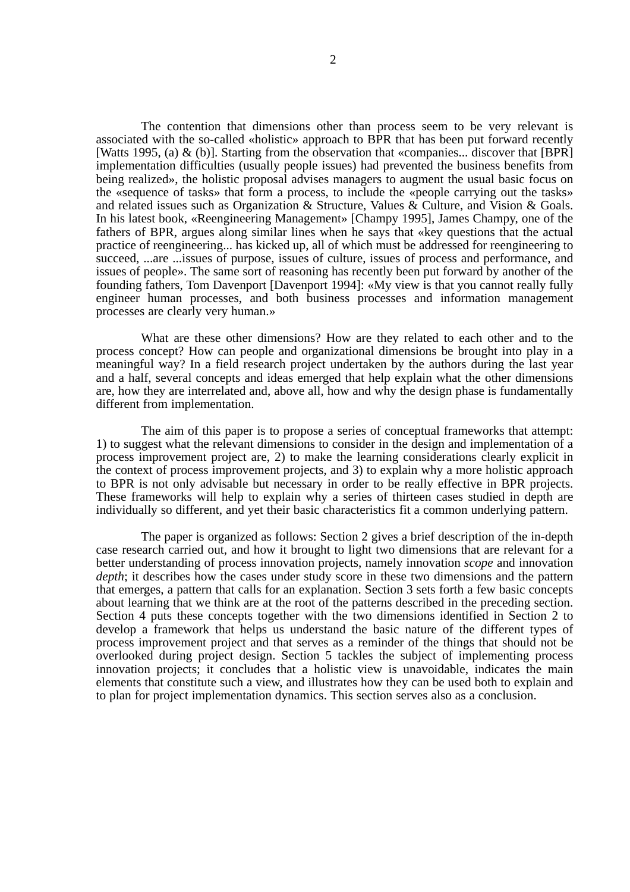The contention that dimensions other than process seem to be very relevant is associated with the so-called «holistic» approach to BPR that has been put forward recently [Watts 1995, (a) & (b)]. Starting from the observation that «companies... discover that [BPR] implementation difficulties (usually people issues) had prevented the business benefits from being realized», the holistic proposal advises managers to augment the usual basic focus on the «sequence of tasks» that form a process, to include the «people carrying out the tasks» and related issues such as Organization & Structure, Values & Culture, and Vision & Goals. In his latest book, «Reengineering Management» [Champy 1995], James Champy, one of the fathers of BPR, argues along similar lines when he says that «key questions that the actual practice of reengineering... has kicked up, all of which must be addressed for reengineering to succeed, ...are ...issues of purpose, issues of culture, issues of process and performance, and issues of people». The same sort of reasoning has recently been put forward by another of the founding fathers, Tom Davenport [Davenport 1994]: «My view is that you cannot really fully engineer human processes, and both business processes and information management processes are clearly very human.»

What are these other dimensions? How are they related to each other and to the process concept? How can people and organizational dimensions be brought into play in a meaningful way? In a field research project undertaken by the authors during the last year and a half, several concepts and ideas emerged that help explain what the other dimensions are, how they are interrelated and, above all, how and why the design phase is fundamentally different from implementation.

The aim of this paper is to propose a series of conceptual frameworks that attempt: 1) to suggest what the relevant dimensions to consider in the design and implementation of a process improvement project are, 2) to make the learning considerations clearly explicit in the context of process improvement projects, and 3) to explain why a more holistic approach to BPR is not only advisable but necessary in order to be really effective in BPR projects. These frameworks will help to explain why a series of thirteen cases studied in depth are individually so different, and yet their basic characteristics fit a common underlying pattern.

The paper is organized as follows: Section 2 gives a brief description of the in-depth case research carried out, and how it brought to light two dimensions that are relevant for a better understanding of process innovation projects, namely innovation *scope* and innovation *depth*; it describes how the cases under study score in these two dimensions and the pattern that emerges, a pattern that calls for an explanation. Section 3 sets forth a few basic concepts about learning that we think are at the root of the patterns described in the preceding section. Section 4 puts these concepts together with the two dimensions identified in Section 2 to develop a framework that helps us understand the basic nature of the different types of process improvement project and that serves as a reminder of the things that should not be overlooked during project design. Section 5 tackles the subject of implementing process innovation projects; it concludes that a holistic view is unavoidable, indicates the main elements that constitute such a view, and illustrates how they can be used both to explain and to plan for project implementation dynamics. This section serves also as a conclusion.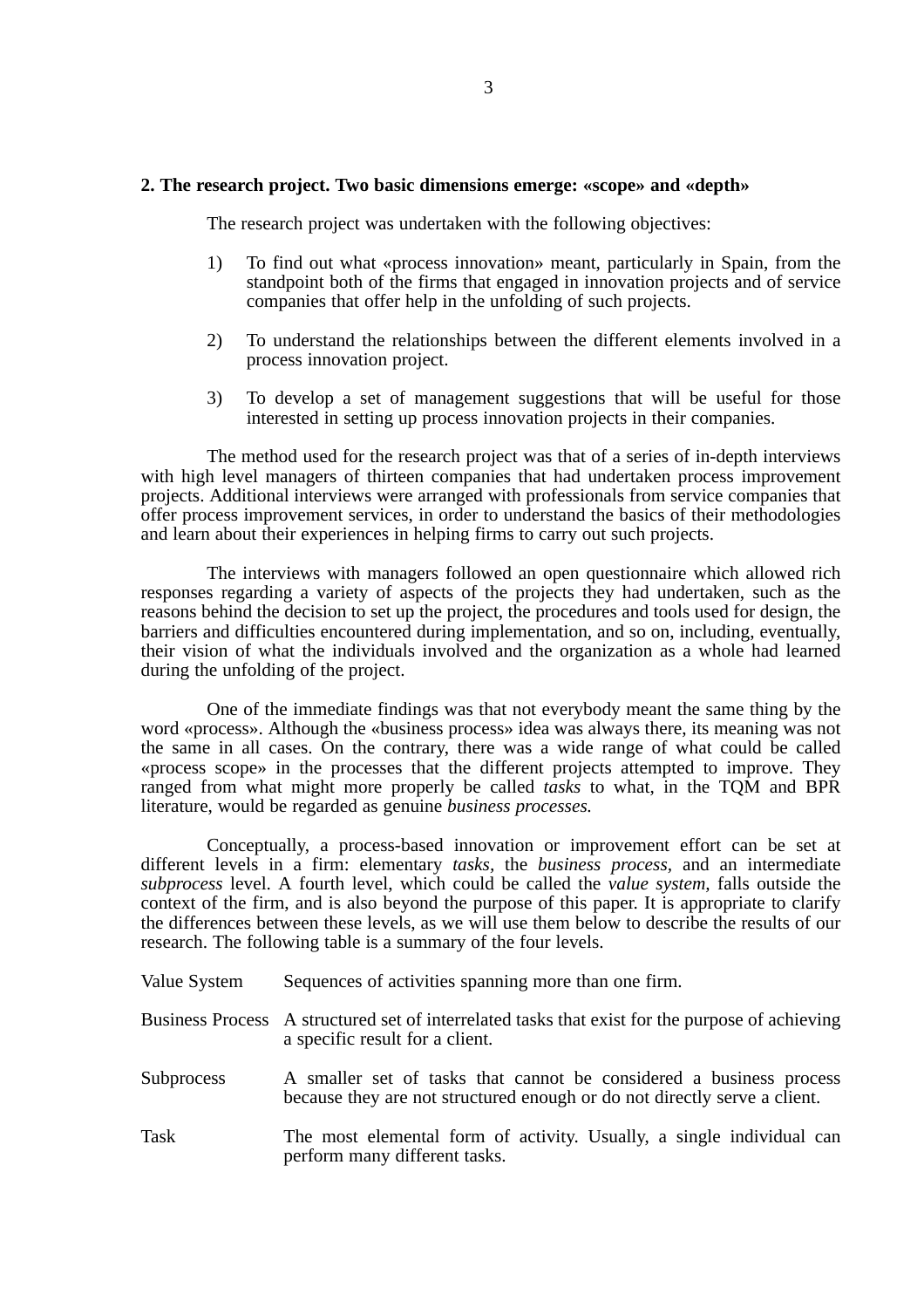## 2. The research project. Two basic dimensions emerge: «scope» and «depth»

The research project was undertaken with the following objectives:

1) To find out what «process innovation» meant, particularly in Spain, from the standpoint both of the firms that engaged in innovation projects and of service companies that offer help in the unfolding of such projects.

2) To understand the relationships between the different elements involved in a process innovation project.

3) To develop a set of management suggestions that will be useful for those interested in setting up process innovation projects in their companies.

The method used for the research project was that of a series of in-depth interviews with high level managers of thirteen companies that had undertaken process improvement projects. Additional interviews were arranged with professionals from service companies that offer process improvement services, in order to understand the basics of their methodologies and learn about their experiences in helping firms to carry out such projects.

The interviews with managers followed an open questionnaire which allowed rich responses regarding a variety of aspects of the projects they had undertaken, such as the reasons behind the decision to set up the project, the procedures and tools used for design, the barriers and difficulties encountered during implementation, and so on, including, eventually, their vision of what the individuals involved and the organization as a whole had learned during the unfolding of the project.

One of the immediate findings was that not everybody meant the same thing by the word «process». Although the «business process» idea was always there, its meaning was not the same in all cases. On the contrary, there was a wide range of what could be called «process scope» in the processes that the different projects attempted to improve. They ranged from what might more properly be called *tasks* to what, in the TQM and BPR literature, would be regarded as genuine *business processes.*

Conceptually, a process-based innovation or improvement effort can be set at different levels in a firm: elementary *tasks*, the *business process*, and an intermediate *subprocess* level. A fourth level, which could be called the *value system*, falls outside the context of the firm, and is also beyond the purpose of this paper. It is appropriate to clarify the differences between these levels, as we will use them below to describe the results of our research. The following table is a summary of the four levels.

| | |
|---|---|
| Value System | Sequences of activities spanning more than one firm. |
| Business Process | A structured set of interrelated tasks that exist for the purpose of achieving a specific result for a client. |
| Subprocess | A smaller set of tasks that cannot be considered a business process because they are not structured enough or do not directly serve a client. |
| Task | The most elemental form of activity. Usually, a single individual can perform many different tasks. |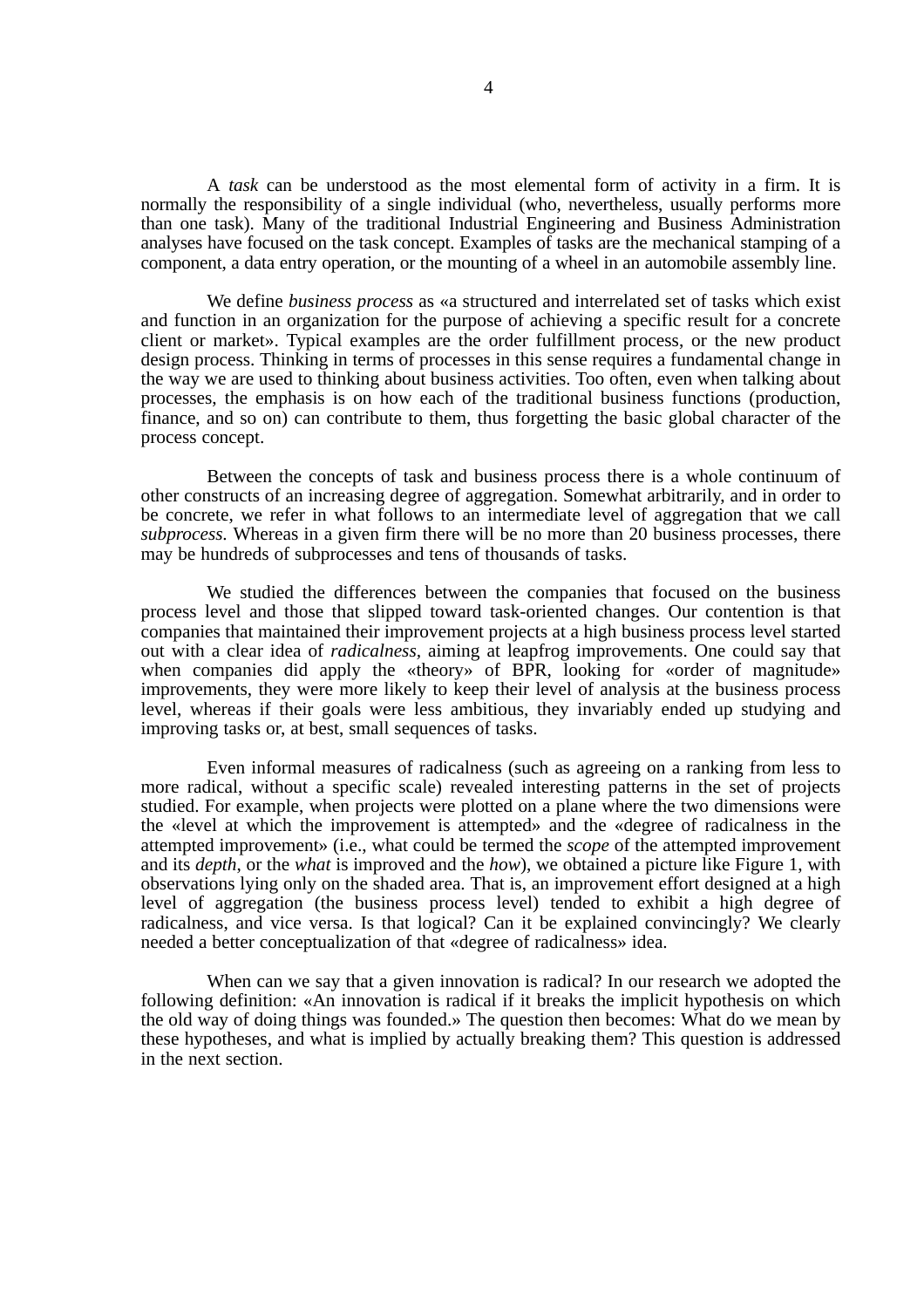A *task* can be understood as the most elemental form of activity in a firm. It is normally the responsibility of a single individual (who, nevertheless, usually performs more than one task). Many of the traditional Industrial Engineering and Business Administration analyses have focused on the task concept. Examples of tasks are the mechanical stamping of a component, a data entry operation, or the mounting of a wheel in an automobile assembly line.

We define *business process* as «a structured and interrelated set of tasks which exist and function in an organization for the purpose of achieving a specific result for a concrete client or market». Typical examples are the order fulfillment process, or the new product design process. Thinking in terms of processes in this sense requires a fundamental change in the way we are used to thinking about business activities. Too often, even when talking about processes, the emphasis is on how each of the traditional business functions (production, finance, and so on) can contribute to them, thus forgetting the basic global character of the process concept.

Between the concepts of task and business process there is a whole continuum of other constructs of an increasing degree of aggregation. Somewhat arbitrarily, and in order to be concrete, we refer in what follows to an intermediate level of aggregation that we call *subprocess.* Whereas in a given firm there will be no more than 20 business processes, there may be hundreds of subprocesses and tens of thousands of tasks.

We studied the differences between the companies that focused on the business process level and those that slipped toward task-oriented changes. Our contention is that companies that maintained their improvement projects at a high business process level started out with a clear idea of *radicalness*, aiming at leapfrog improvements. One could say that when companies did apply the «theory» of BPR, looking for «order of magnitude» improvements, they were more likely to keep their level of analysis at the business process level, whereas if their goals were less ambitious, they invariably ended up studying and improving tasks or, at best, small sequences of tasks.

Even informal measures of radicalness (such as agreeing on a ranking from less to more radical, without a specific scale) revealed interesting patterns in the set of projects studied. For example, when projects were plotted on a plane where the two dimensions were the «level at which the improvement is attempted» and the «degree of radicalness in the attempted improvement» (i.e., what could be termed the *scope* of the attempted improvement and its *depth*, or the *what* is improved and the *how*), we obtained a picture like Figure 1, with observations lying only on the shaded area. That is, an improvement effort designed at a high level of aggregation (the business process level) tended to exhibit a high degree of radicalness, and vice versa. Is that logical? Can it be explained convincingly? We clearly needed a better conceptualization of that «degree of radicalness» idea.

When can we say that a given innovation is radical? In our research we adopted the following definition: «An innovation is radical if it breaks the implicit hypothesis on which the old way of doing things was founded.» The question then becomes: What do we mean by these hypotheses, and what is implied by actually breaking them? This question is addressed in the next section.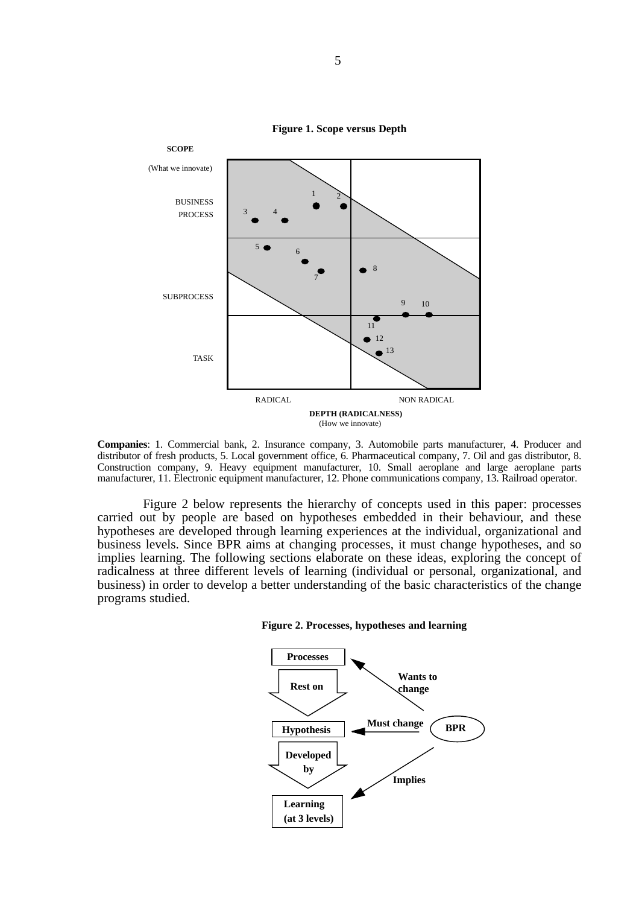**Figure 1. Scope versus Depth**

**SCOPE**

(What we innovate)

BUSINESS PROCESS

SUBPROCESS

TASK

RADICAL NON RADICAL

**DEPTH (RADICALNESS)**
(How we innovate)

**Companies**: 1. Commercial bank, 2. Insurance company, 3. Automobile parts manufacturer, 4. Producer and distributor of fresh products, 5. Local government office, 6. Pharmaceutical company, 7. Oil and gas distributor, 8. Construction company, 9. Heavy equipment manufacturer, 10. Small aeroplane and large aeroplane parts manufacturer, 11. Electronic equipment manufacturer, 12. Phone communications company, 13. Railroad operator.

Figure 2 below represents the hierarchy of concepts used in this paper: processes carried out by people are based on hypotheses embedded in their behaviour, and these hypotheses are developed through learning experiences at the individual, organizational and business levels. Since BPR aims at changing processes, it must change hypotheses, and so implies learning. The following sections elaborate on these ideas, exploring the concept of radicalness at three different levels of learning (individual or personal, organizational, and business) in order to develop a better understanding of the basic characteristics of the change programs studied.

**Figure 2. Processes, hypotheses and learning**

**Processes** — **Rest on** — **Hypothesis** — **Developed by** — **Learning (at 3 levels)**

**BPR**: **Wants to change** (Processes), **Must change** (Hypothesis), **Implies** (Learning)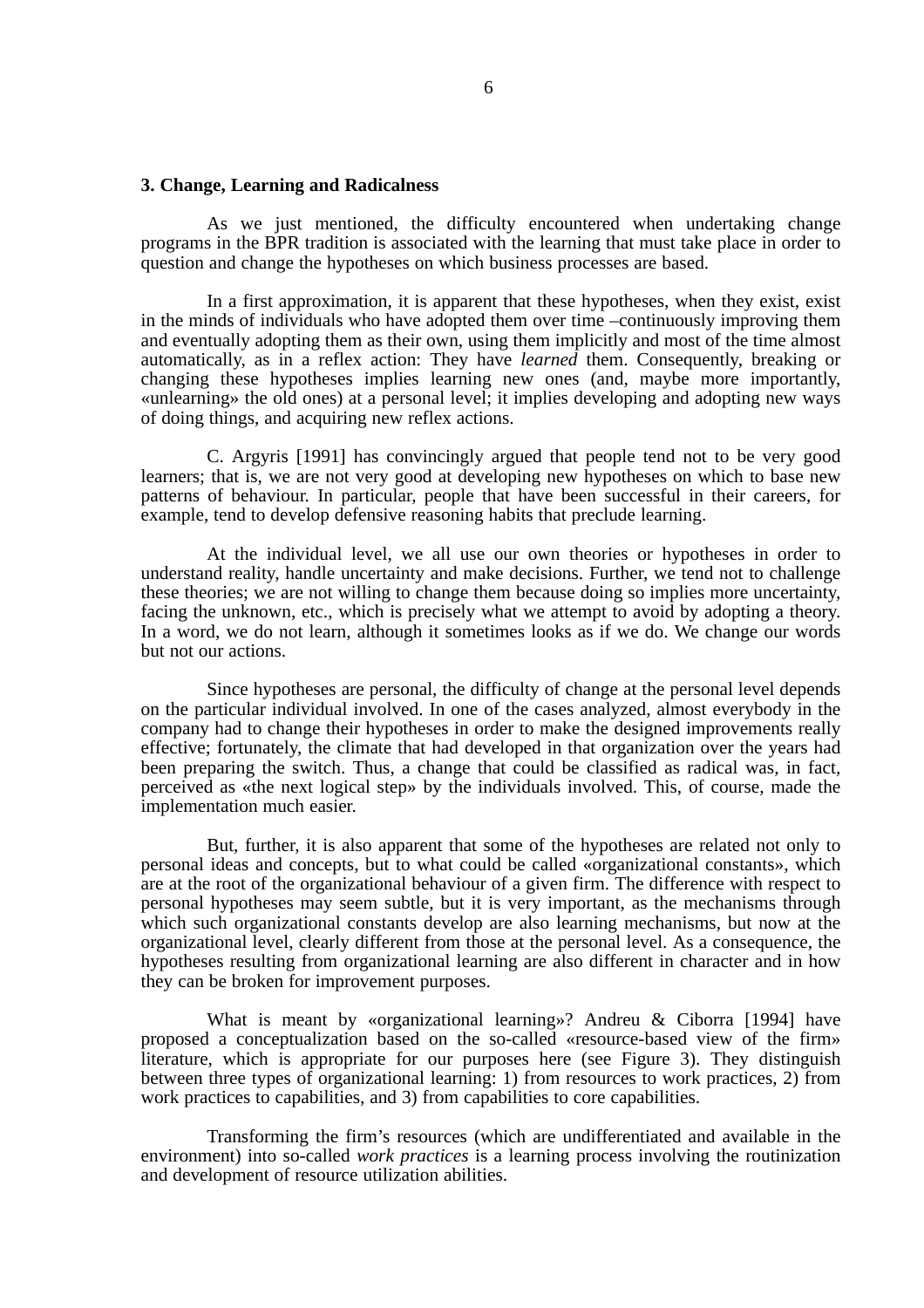## 3. Change, Learning and Radicalness

As we just mentioned, the difficulty encountered when undertaking change programs in the BPR tradition is associated with the learning that must take place in order to question and change the hypotheses on which business processes are based.

In a first approximation, it is apparent that these hypotheses, when they exist, exist in the minds of individuals who have adopted them over time –continuously improving them and eventually adopting them as their own, using them implicitly and most of the time almost automatically, as in a reflex action: They have *learned* them. Consequently, breaking or changing these hypotheses implies learning new ones (and, maybe more importantly, «unlearning» the old ones) at a personal level; it implies developing and adopting new ways of doing things, and acquiring new reflex actions.

C. Argyris [1991] has convincingly argued that people tend not to be very good learners; that is, we are not very good at developing new hypotheses on which to base new patterns of behaviour. In particular, people that have been successful in their careers, for example, tend to develop defensive reasoning habits that preclude learning.

At the individual level, we all use our own theories or hypotheses in order to understand reality, handle uncertainty and make decisions. Further, we tend not to challenge these theories; we are not willing to change them because doing so implies more uncertainty, facing the unknown, etc., which is precisely what we attempt to avoid by adopting a theory. In a word, we do not learn, although it sometimes looks as if we do. We change our words but not our actions.

Since hypotheses are personal, the difficulty of change at the personal level depends on the particular individual involved. In one of the cases analyzed, almost everybody in the company had to change their hypotheses in order to make the designed improvements really effective; fortunately, the climate that had developed in that organization over the years had been preparing the switch. Thus, a change that could be classified as radical was, in fact, perceived as «the next logical step» by the individuals involved. This, of course, made the implementation much easier.

But, further, it is also apparent that some of the hypotheses are related not only to personal ideas and concepts, but to what could be called «organizational constants», which are at the root of the organizational behaviour of a given firm. The difference with respect to personal hypotheses may seem subtle, but it is very important, as the mechanisms through which such organizational constants develop are also learning mechanisms, but now at the organizational level, clearly different from those at the personal level. As a consequence, the hypotheses resulting from organizational learning are also different in character and in how they can be broken for improvement purposes.

What is meant by «organizational learning»? Andreu & Ciborra [1994] have proposed a conceptualization based on the so-called «resource-based view of the firm» literature, which is appropriate for our purposes here (see Figure 3). They distinguish between three types of organizational learning: 1) from resources to work practices, 2) from work practices to capabilities, and 3) from capabilities to core capabilities.

Transforming the firm's resources (which are undifferentiated and available in the environment) into so-called *work practices* is a learning process involving the routinization and development of resource utilization abilities.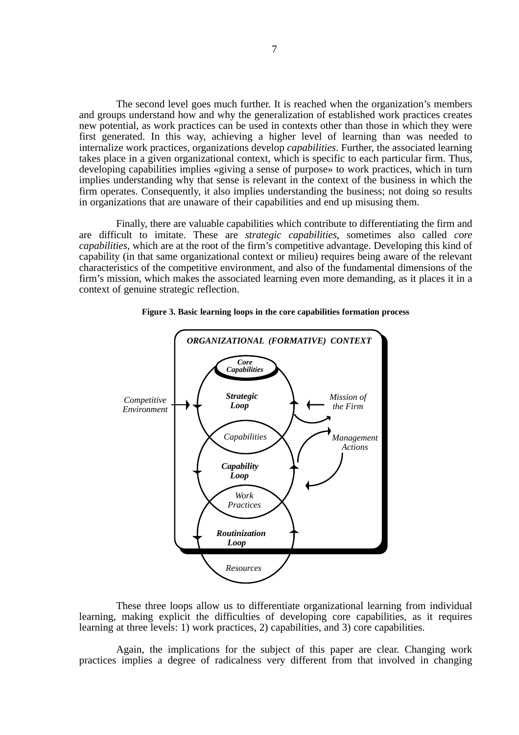The second level goes much further. It is reached when the organization's members and groups understand how and why the generalization of established work practices creates new potential, as work practices can be used in contexts other than those in which they were first generated. In this way, achieving a higher level of learning than was needed to internalize work practices, organizations develop *capabilities*. Further, the associated learning takes place in a given organizational context, which is specific to each particular firm. Thus, developing capabilities implies «giving a sense of purpose» to work practices, which in turn implies understanding why that sense is relevant in the context of the business in which the firm operates. Consequently, it also implies understanding the business; not doing so results in organizations that are unaware of their capabilities and end up misusing them.

Finally, there are valuable capabilities which contribute to differentiating the firm and are difficult to imitate. These are *strategic capabilities*, sometimes also called *core capabilities*, which are at the root of the firm's competitive advantage. Developing this kind of capability (in that same organizational context or milieu) requires being aware of the relevant characteristics of the competitive environment, and also of the fundamental dimensions of the firm's mission, which makes the associated learning even more demanding, as it places it in a context of genuine strategic reflection.

**Figure 3. Basic learning loops in the core capabilities formation process**

*ORGANIZATIONAL (FORMATIVE) CONTEXT*

*Core Capabilities* — ***Strategic Loop*** — *Capabilities* — ***Capability Loop*** — *Work Practices* — ***Routinization Loop*** — *Resources*

*Competitive Environment* → Strategic Loop; *Mission of the Firm* → Strategic Loop; *Management Actions*

These three loops allow us to differentiate organizational learning from individual learning, making explicit the difficulties of developing core capabilities, as it requires learning at three levels: 1) work practices, 2) capabilities, and 3) core capabilities.

Again, the implications for the subject of this paper are clear. Changing work practices implies a degree of radicalness very different from that involved in changing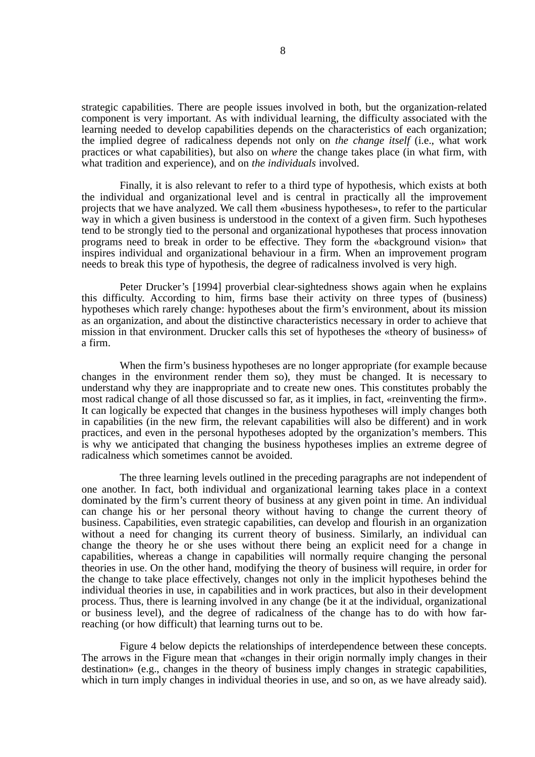strategic capabilities. There are people issues involved in both, but the organization-related component is very important. As with individual learning, the difficulty associated with the learning needed to develop capabilities depends on the characteristics of each organization; the implied degree of radicalness depends not only on *the change itself* (i.e., what work practices or what capabilities), but also on *where* the change takes place (in what firm, with what tradition and experience), and on *the individuals* involved.

Finally, it is also relevant to refer to a third type of hypothesis, which exists at both the individual and organizational level and is central in practically all the improvement projects that we have analyzed. We call them «business hypotheses», to refer to the particular way in which a given business is understood in the context of a given firm. Such hypotheses tend to be strongly tied to the personal and organizational hypotheses that process innovation programs need to break in order to be effective. They form the «background vision» that inspires individual and organizational behaviour in a firm. When an improvement program needs to break this type of hypothesis, the degree of radicalness involved is very high.

Peter Drucker's [1994] proverbial clear-sightedness shows again when he explains this difficulty. According to him, firms base their activity on three types of (business) hypotheses which rarely change: hypotheses about the firm's environment, about its mission as an organization, and about the distinctive characteristics necessary in order to achieve that mission in that environment. Drucker calls this set of hypotheses the «theory of business» of a firm.

When the firm's business hypotheses are no longer appropriate (for example because changes in the environment render them so), they must be changed. It is necessary to understand why they are inappropriate and to create new ones. This constitutes probably the most radical change of all those discussed so far, as it implies, in fact, «reinventing the firm». It can logically be expected that changes in the business hypotheses will imply changes both in capabilities (in the new firm, the relevant capabilities will also be different) and in work practices, and even in the personal hypotheses adopted by the organization's members. This is why we anticipated that changing the business hypotheses implies an extreme degree of radicalness which sometimes cannot be avoided.

The three learning levels outlined in the preceding paragraphs are not independent of one another. In fact, both individual and organizational learning takes place in a context dominated by the firm's current theory of business at any given point in time. An individual can change his or her personal theory without having to change the current theory of business. Capabilities, even strategic capabilities, can develop and flourish in an organization without a need for changing its current theory of business. Similarly, an individual can change the theory he or she uses without there being an explicit need for a change in capabilities, whereas a change in capabilities will normally require changing the personal theories in use. On the other hand, modifying the theory of business will require, in order for the change to take place effectively, changes not only in the implicit hypotheses behind the individual theories in use, in capabilities and in work practices, but also in their development process. Thus, there is learning involved in any change (be it at the individual, organizational or business level), and the degree of radicalness of the change has to do with how far-reaching (or how difficult) that learning turns out to be.

Figure 4 below depicts the relationships of interdependence between these concepts. The arrows in the Figure mean that «changes in their origin normally imply changes in their destination» (e.g., changes in the theory of business imply changes in strategic capabilities, which in turn imply changes in individual theories in use, and so on, as we have already said).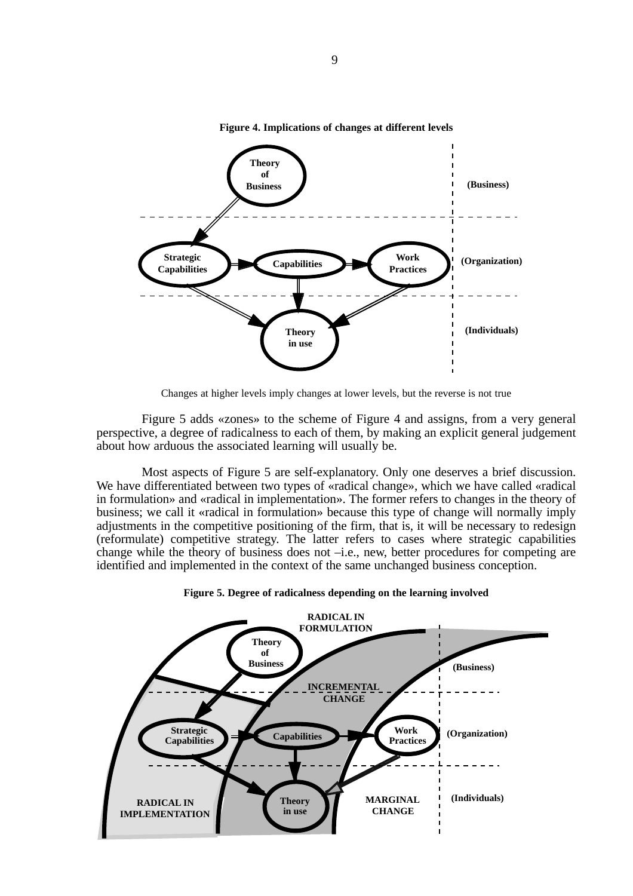**Figure 4. Implications of changes at different levels**

Changes at higher levels imply changes at lower levels, but the reverse is not true

Figure 5 adds «zones» to the scheme of Figure 4 and assigns, from a very general perspective, a degree of radicalness to each of them, by making an explicit general judgement about how arduous the associated learning will usually be.

Most aspects of Figure 5 are self-explanatory. Only one deserves a brief discussion. We have differentiated between two types of «radical change», which we have called «radical in formulation» and «radical in implementation». The former refers to changes in the theory of business; we call it «radical in formulation» because this type of change will normally imply adjustments in the competitive positioning of the firm, that is, it will be necessary to redesign (reformulate) competitive strategy. The latter refers to cases where strategic capabilities change while the theory of business does not –i.e., new, better procedures for competing are identified and implemented in the context of the same unchanged business conception.

**Figure 5. Degree of radicalness depending on the learning involved**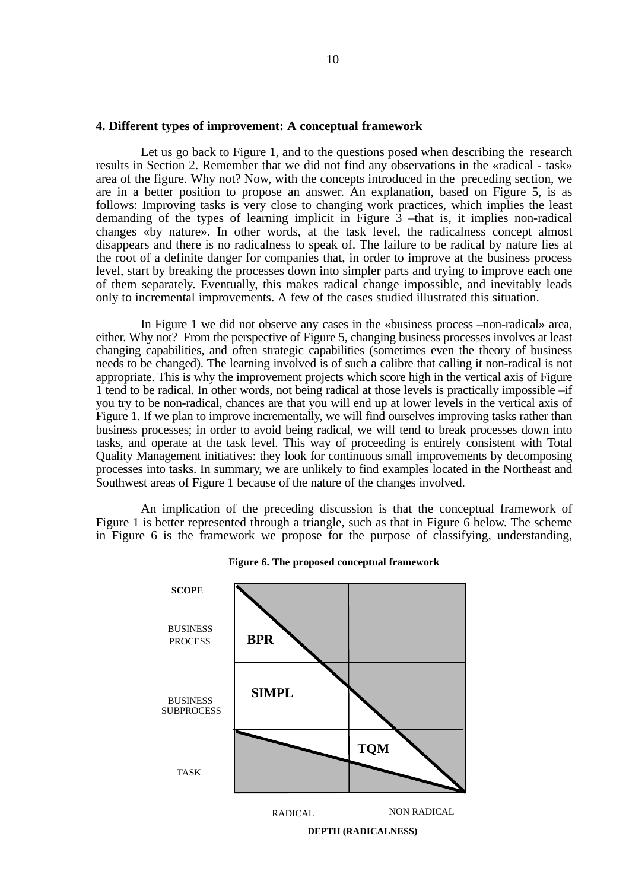## 4. Different types of improvement: A conceptual framework

Let us go back to Figure 1, and to the questions posed when describing the research results in Section 2. Remember that we did not find any observations in the «radical - task» area of the figure. Why not? Now, with the concepts introduced in the preceding section, we are in a better position to propose an answer. An explanation, based on Figure 5, is as follows: Improving tasks is very close to changing work practices, which implies the least demanding of the types of learning implicit in Figure 3 –that is, it implies non-radical changes «by nature». In other words, at the task level, the radicalness concept almost disappears and there is no radicalness to speak of. The failure to be radical by nature lies at the root of a definite danger for companies that, in order to improve at the business process level, start by breaking the processes down into simpler parts and trying to improve each one of them separately. Eventually, this makes radical change impossible, and inevitably leads only to incremental improvements. A few of the cases studied illustrated this situation.

In Figure 1 we did not observe any cases in the «business process –non-radical» area, either. Why not? From the perspective of Figure 5, changing business processes involves at least changing capabilities, and often strategic capabilities (sometimes even the theory of business needs to be changed). The learning involved is of such a calibre that calling it non-radical is not appropriate. This is why the improvement projects which score high in the vertical axis of Figure 1 tend to be radical. In other words, not being radical at those levels is practically impossible –if you try to be non-radical, chances are that you will end up at lower levels in the vertical axis of Figure 1. If we plan to improve incrementally, we will find ourselves improving tasks rather than business processes; in order to avoid being radical, we will tend to break processes down into tasks, and operate at the task level. This way of proceeding is entirely consistent with Total Quality Management initiatives: they look for continuous small improvements by decomposing processes into tasks. In summary, we are unlikely to find examples located in the Northeast and Southwest areas of Figure 1 because of the nature of the changes involved.

An implication of the preceding discussion is that the conceptual framework of Figure 1 is better represented through a triangle, such as that in Figure 6 below. The scheme in Figure 6 is the framework we propose for the purpose of classifying, understanding,

**Figure 6. The proposed conceptual framework**

| SCOPE | RADICAL | NON RADICAL |
|---|---|---|
| BUSINESS PROCESS | BPR | |
| BUSINESS SUBPROCESS | SIMPL | |
| TASK | | TQM |

DEPTH (RADICALNESS)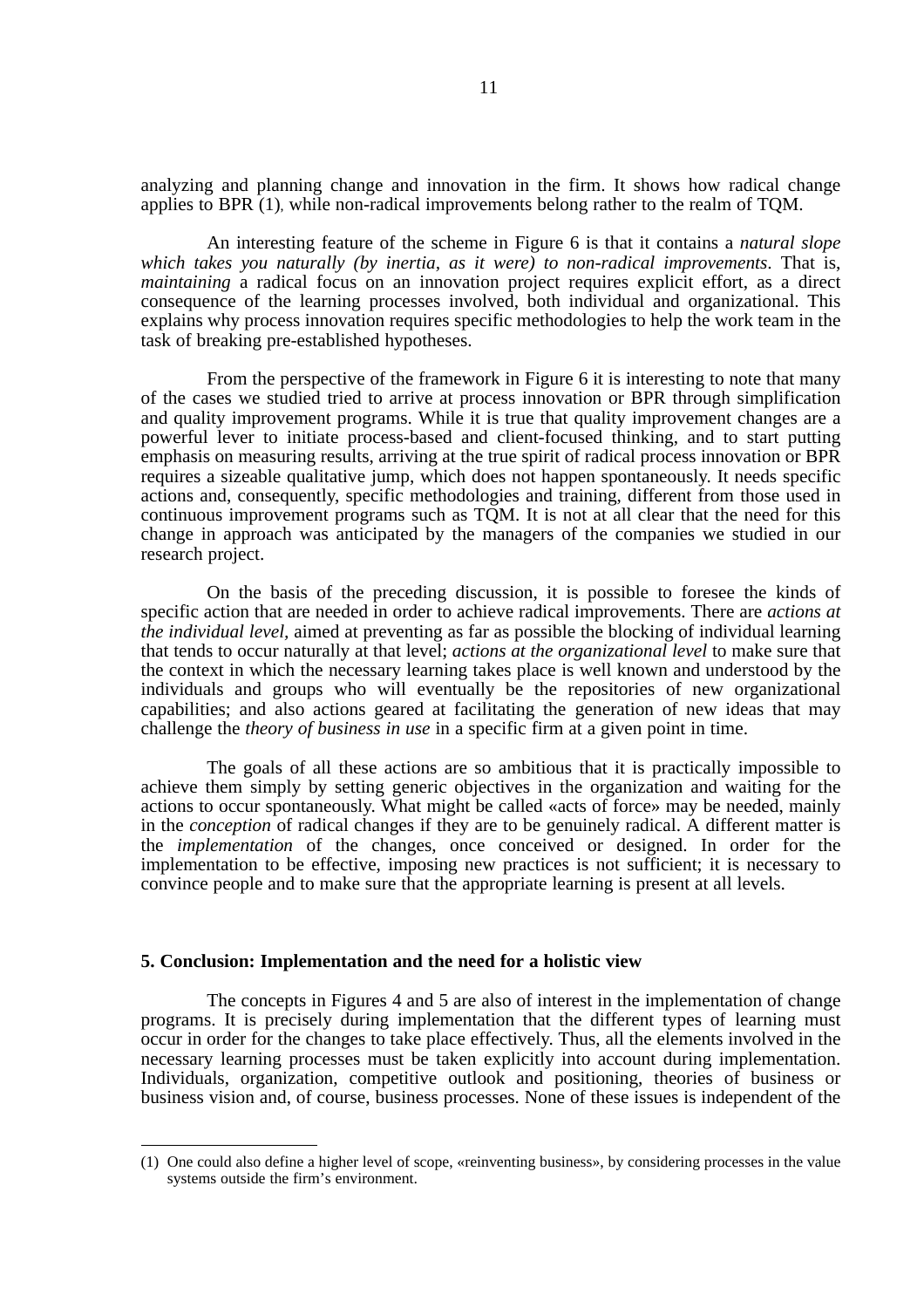analyzing and planning change and innovation in the firm. It shows how radical change applies to BPR (1), while non-radical improvements belong rather to the realm of TQM.

An interesting feature of the scheme in Figure 6 is that it contains a *natural slope which takes you naturally (by inertia, as it were) to non-radical improvements*. That is, *maintaining* a radical focus on an innovation project requires explicit effort, as a direct consequence of the learning processes involved, both individual and organizational. This explains why process innovation requires specific methodologies to help the work team in the task of breaking pre-established hypotheses.

From the perspective of the framework in Figure 6 it is interesting to note that many of the cases we studied tried to arrive at process innovation or BPR through simplification and quality improvement programs. While it is true that quality improvement changes are a powerful lever to initiate process-based and client-focused thinking, and to start putting emphasis on measuring results, arriving at the true spirit of radical process innovation or BPR requires a sizeable qualitative jump, which does not happen spontaneously. It needs specific actions and, consequently, specific methodologies and training, different from those used in continuous improvement programs such as TQM. It is not at all clear that the need for this change in approach was anticipated by the managers of the companies we studied in our research project.

On the basis of the preceding discussion, it is possible to foresee the kinds of specific action that are needed in order to achieve radical improvements. There are *actions at the individual level,* aimed at preventing as far as possible the blocking of individual learning that tends to occur naturally at that level; *actions at the organizational level* to make sure that the context in which the necessary learning takes place is well known and understood by the individuals and groups who will eventually be the repositories of new organizational capabilities; and also actions geared at facilitating the generation of new ideas that may challenge the *theory of business in use* in a specific firm at a given point in time.

The goals of all these actions are so ambitious that it is practically impossible to achieve them simply by setting generic objectives in the organization and waiting for the actions to occur spontaneously. What might be called «acts of force» may be needed, mainly in the *conception* of radical changes if they are to be genuinely radical. A different matter is the *implementation* of the changes, once conceived or designed. In order for the implementation to be effective, imposing new practices is not sufficient; it is necessary to convince people and to make sure that the appropriate learning is present at all levels.

## 5. Conclusion: Implementation and the need for a holistic view

The concepts in Figures 4 and 5 are also of interest in the implementation of change programs. It is precisely during implementation that the different types of learning must occur in order for the changes to take place effectively. Thus, all the elements involved in the necessary learning processes must be taken explicitly into account during implementation. Individuals, organization, competitive outlook and positioning, theories of business or business vision and, of course, business processes. None of these issues is independent of the

---

(1) One could also define a higher level of scope, «reinventing business», by considering processes in the value systems outside the firm's environment.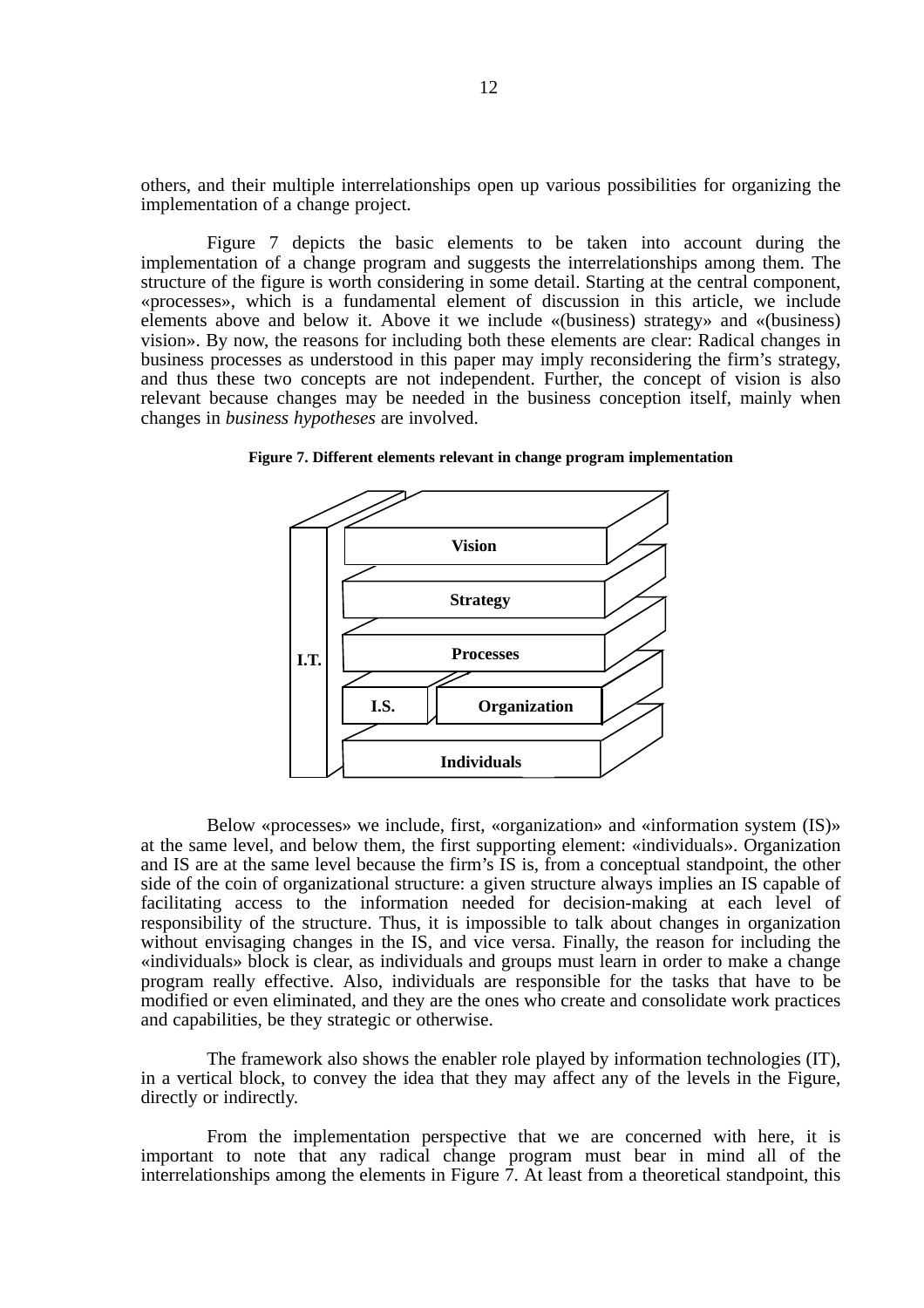others, and their multiple interrelationships open up various possibilities for organizing the implementation of a change project.

Figure 7 depicts the basic elements to be taken into account during the implementation of a change program and suggests the interrelationships among them. The structure of the figure is worth considering in some detail. Starting at the central component, «processes», which is a fundamental element of discussion in this article, we include elements above and below it. Above it we include «(business) strategy» and «(business) vision». By now, the reasons for including both these elements are clear: Radical changes in business processes as understood in this paper may imply reconsidering the firm's strategy, and thus these two concepts are not independent. Further, the concept of vision is also relevant because changes may be needed in the business conception itself, mainly when changes in *business hypotheses* are involved.

**Figure 7. Different elements relevant in change program implementation**

I.T. | Vision | Strategy | Processes | I.S. | Organization | Individuals

Below «processes» we include, first, «organization» and «information system (IS)» at the same level, and below them, the first supporting element: «individuals». Organization and IS are at the same level because the firm's IS is, from a conceptual standpoint, the other side of the coin of organizational structure: a given structure always implies an IS capable of facilitating access to the information needed for decision-making at each level of responsibility of the structure. Thus, it is impossible to talk about changes in organization without envisaging changes in the IS, and vice versa. Finally, the reason for including the «individuals» block is clear, as individuals and groups must learn in order to make a change program really effective. Also, individuals are responsible for the tasks that have to be modified or even eliminated, and they are the ones who create and consolidate work practices and capabilities, be they strategic or otherwise.

The framework also shows the enabler role played by information technologies (IT), in a vertical block, to convey the idea that they may affect any of the levels in the Figure, directly or indirectly.

From the implementation perspective that we are concerned with here, it is important to note that any radical change program must bear in mind all of the interrelationships among the elements in Figure 7. At least from a theoretical standpoint, this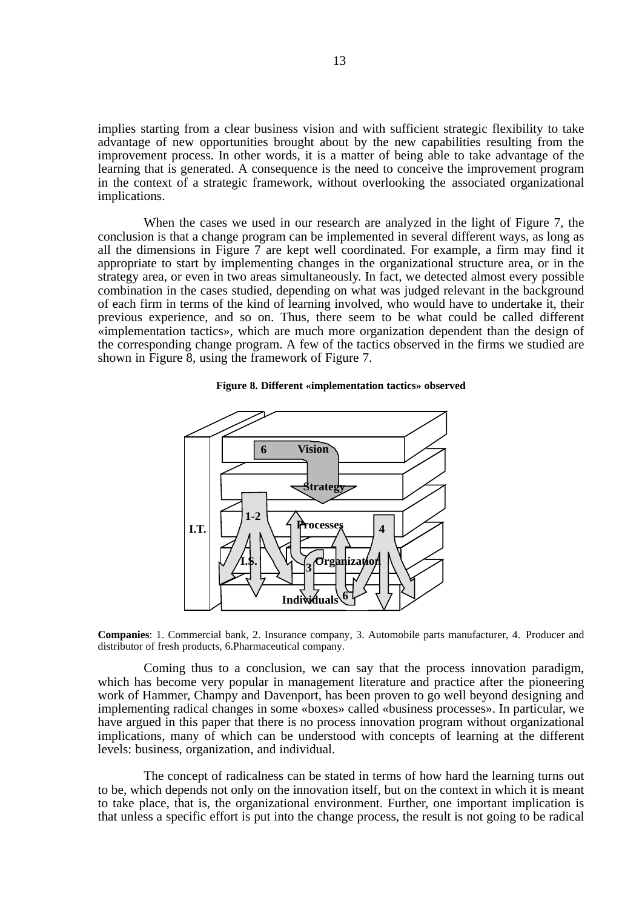implies starting from a clear business vision and with sufficient strategic flexibility to take advantage of new opportunities brought about by the new capabilities resulting from the improvement process. In other words, it is a matter of being able to take advantage of the learning that is generated. A consequence is the need to conceive the improvement program in the context of a strategic framework, without overlooking the associated organizational implications.

When the cases we used in our research are analyzed in the light of Figure 7, the conclusion is that a change program can be implemented in several different ways, as long as all the dimensions in Figure 7 are kept well coordinated. For example, a firm may find it appropriate to start by implementing changes in the organizational structure area, or in the strategy area, or even in two areas simultaneously. In fact, we detected almost every possible combination in the cases studied, depending on what was judged relevant in the background of each firm in terms of the kind of learning involved, who would have to undertake it, their previous experience, and so on. Thus, there seem to be what could be called different «implementation tactics», which are much more organization dependent than the design of the corresponding change program. A few of the tactics observed in the firms we studied are shown in Figure 8, using the framework of Figure 7.

**Figure 8. Different «implementation tactics» observed**

I.T. | Vision | Strategy | Processes | I.S. | Organization | Individuals | 6 | 1-2 | 3 | 4 | 6

**Companies**: 1. Commercial bank, 2. Insurance company, 3. Automobile parts manufacturer, 4. Producer and distributor of fresh products, 6.Pharmaceutical company.

Coming thus to a conclusion, we can say that the process innovation paradigm, which has become very popular in management literature and practice after the pioneering work of Hammer, Champy and Davenport, has been proven to go well beyond designing and implementing radical changes in some «boxes» called «business processes». In particular, we have argued in this paper that there is no process innovation program without organizational implications, many of which can be understood with concepts of learning at the different levels: business, organization, and individual.

The concept of radicalness can be stated in terms of how hard the learning turns out to be, which depends not only on the innovation itself, but on the context in which it is meant to take place, that is, the organizational environment. Further, one important implication is that unless a specific effort is put into the change process, the result is not going to be radical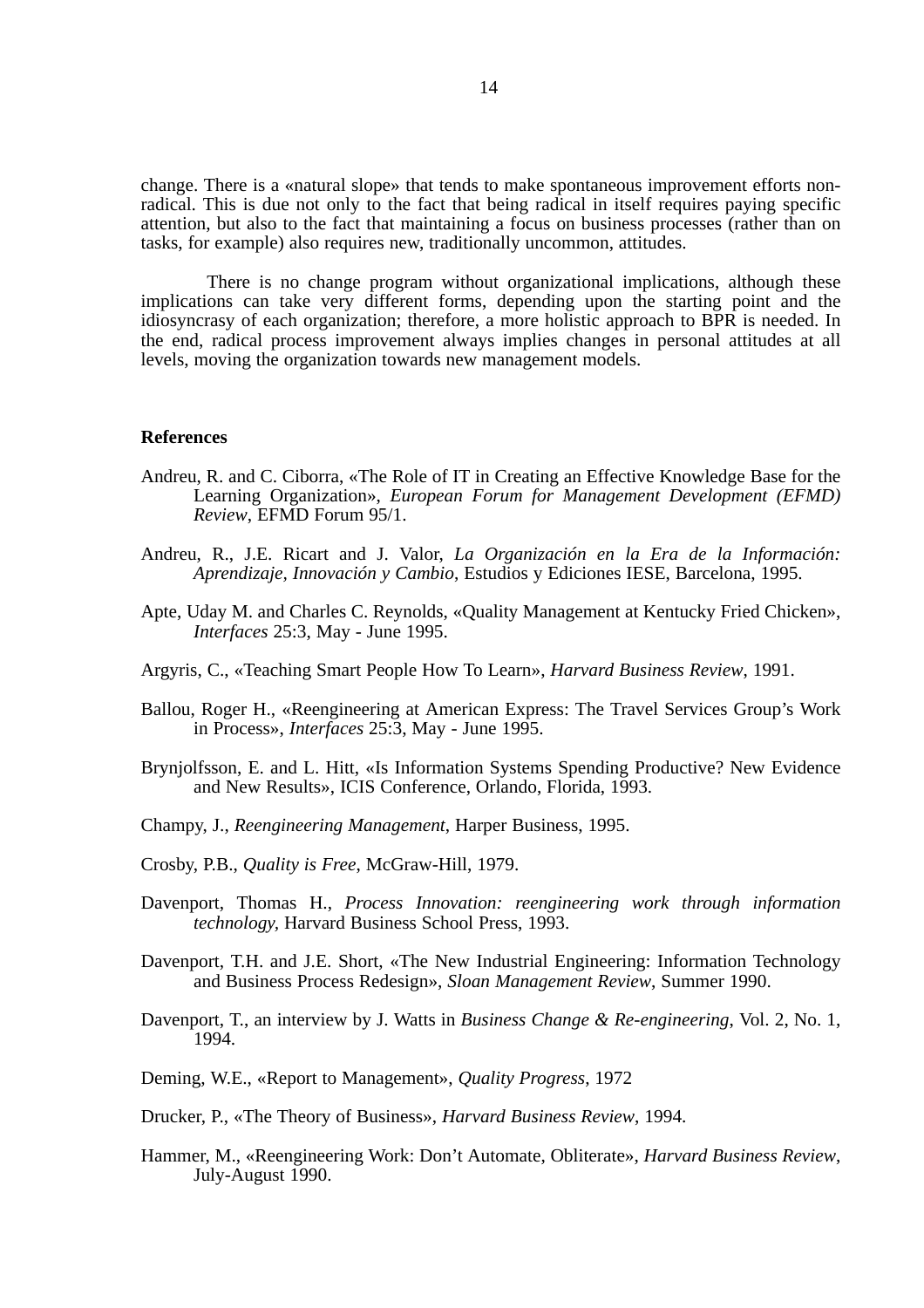change. There is a «natural slope» that tends to make spontaneous improvement efforts non-radical. This is due not only to the fact that being radical in itself requires paying specific attention, but also to the fact that maintaining a focus on business processes (rather than on tasks, for example) also requires new, traditionally uncommon, attitudes.

There is no change program without organizational implications, although these implications can take very different forms, depending upon the starting point and the idiosyncrasy of each organization; therefore, a more holistic approach to BPR is needed. In the end, radical process improvement always implies changes in personal attitudes at all levels, moving the organization towards new management models.

**References**

Andreu, R. and C. Ciborra, «The Role of IT in Creating an Effective Knowledge Base for the Learning Organization», *European Forum for Management Development (EFMD) Review*, EFMD Forum 95/1.

Andreu, R., J.E. Ricart and J. Valor, *La Organización en la Era de la Información: Aprendizaje, Innovación y Cambio*, Estudios y Ediciones IESE, Barcelona, 1995.

Apte, Uday M. and Charles C. Reynolds, «Quality Management at Kentucky Fried Chicken», *Interfaces* 25:3, May - June 1995.

Argyris, C., «Teaching Smart People How To Learn», *Harvard Business Review*, 1991.

Ballou, Roger H., «Reengineering at American Express: The Travel Services Group's Work in Process», *Interfaces* 25:3, May - June 1995.

Brynjolfsson, E. and L. Hitt, «Is Information Systems Spending Productive? New Evidence and New Results», ICIS Conference, Orlando, Florida, 1993.

Champy, J., *Reengineering Management*, Harper Business, 1995.

Crosby, P.B., *Quality is Free*, McGraw-Hill, 1979.

Davenport, Thomas H., *Process Innovation: reengineering work through information technology*, Harvard Business School Press, 1993.

Davenport, T.H. and J.E. Short, «The New Industrial Engineering: Information Technology and Business Process Redesign», *Sloan Management Review*, Summer 1990.

Davenport, T., an interview by J. Watts in *Business Change & Re-engineering*, Vol. 2, No. 1, 1994.

Deming, W.E., «Report to Management», *Quality Progress*, 1972

Drucker, P., «The Theory of Business», *Harvard Business Review*, 1994.

Hammer, M., «Reengineering Work: Don't Automate, Obliterate», *Harvard Business Review*, July-August 1990.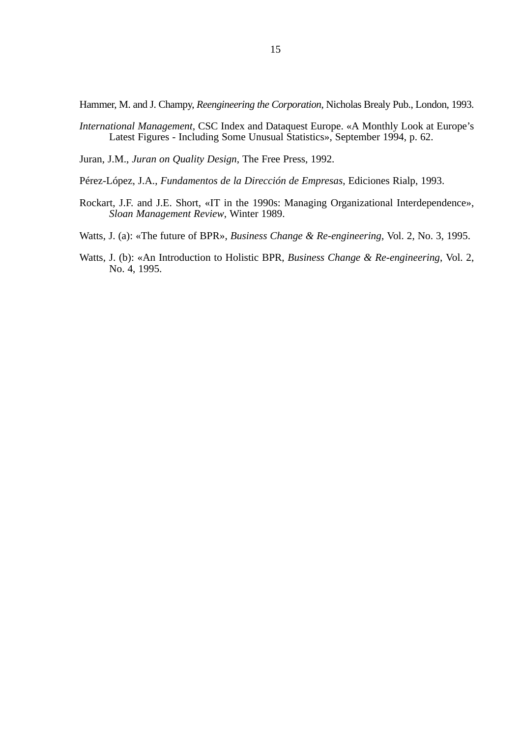Hammer, M. and J. Champy, *Reengineering the Corporation*, Nicholas Brealy Pub., London, 1993.

*International Management*, CSC Index and Dataquest Europe. «A Monthly Look at Europe's Latest Figures - Including Some Unusual Statistics», September 1994, p. 62.

Juran, J.M., *Juran on Quality Design*, The Free Press, 1992.

Pérez-López, J.A., *Fundamentos de la Dirección de Empresas*, Ediciones Rialp, 1993.

Rockart, J.F. and J.E. Short, «IT in the 1990s: Managing Organizational Interdependence», *Sloan Management Review*, Winter 1989.

Watts, J. (a): «The future of BPR», *Business Change & Re-engineering*, Vol. 2, No. 3, 1995.

Watts, J. (b): «An Introduction to Holistic BPR, *Business Change & Re-engineering*, Vol. 2, No. 4, 1995.